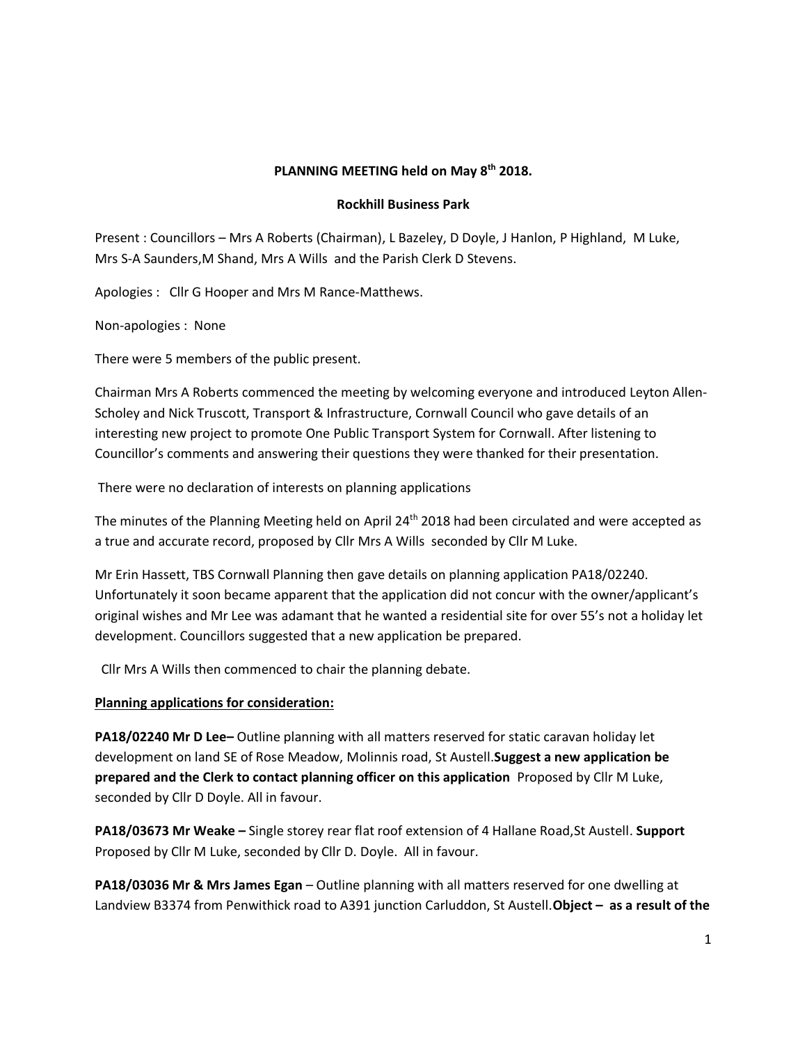**PLANNING MEETING held on May 8th 2018.**

**Rockhill Business Park**

Present : Councillors – Mrs A Roberts (Chairman), L Bazeley, D Doyle, J Hanlon, P Highland, M Luke, Mrs S-A Saunders,M Shand, Mrs A Wills and the Parish Clerk D Stevens.

Apologies : Cllr G Hooper and Mrs M Rance-Matthews.

Non-apologies : None

There were 5 members of the public present.

Chairman Mrs A Roberts commenced the meeting by welcoming everyone and introduced Leyton Allen-Scholey and Nick Truscott, Transport & Infrastructure, Cornwall Council who gave details of an interesting new project to promote One Public Transport System for Cornwall. After listening to Councillor's comments and answering their questions they were thanked for their presentation.

There were no declaration of interests on planning applications

The minutes of the Planning Meeting held on April 24th 2018 had been circulated and were accepted as a true and accurate record, proposed by Cllr Mrs A Wills seconded by Cllr M Luke.

Mr Erin Hassett, TBS Cornwall Planning then gave details on planning application PA18/02240. Unfortunately it soon became apparent that the application did not concur with the owner/applicant's original wishes and Mr Lee was adamant that he wanted a residential site for over 55's not a holiday let development. Councillors suggested that a new application be prepared.

Cllr Mrs A Wills then commenced to chair the planning debate.

**Planning applications for consideration:**

**PA18/02240 Mr D Lee–** Outline planning with all matters reserved for static caravan holiday let development on land SE of Rose Meadow, Molinnis road, St Austell.**Suggest a new application be prepared and the Clerk to contact planning officer on this application** Proposed by Cllr M Luke, seconded by Cllr D Doyle. All in favour.

**PA18/03673 Mr Weake –** Single storey rear flat roof extension of 4 Hallane Road,St Austell. **Support** Proposed by Cllr M Luke, seconded by Cllr D. Doyle. All in favour.

**PA18/03036 Mr & Mrs James Egan** – Outline planning with all matters reserved for one dwelling at Landview B3374 from Penwithick road to A391 junction Carluddon, St Austell.**Object – as a result of the**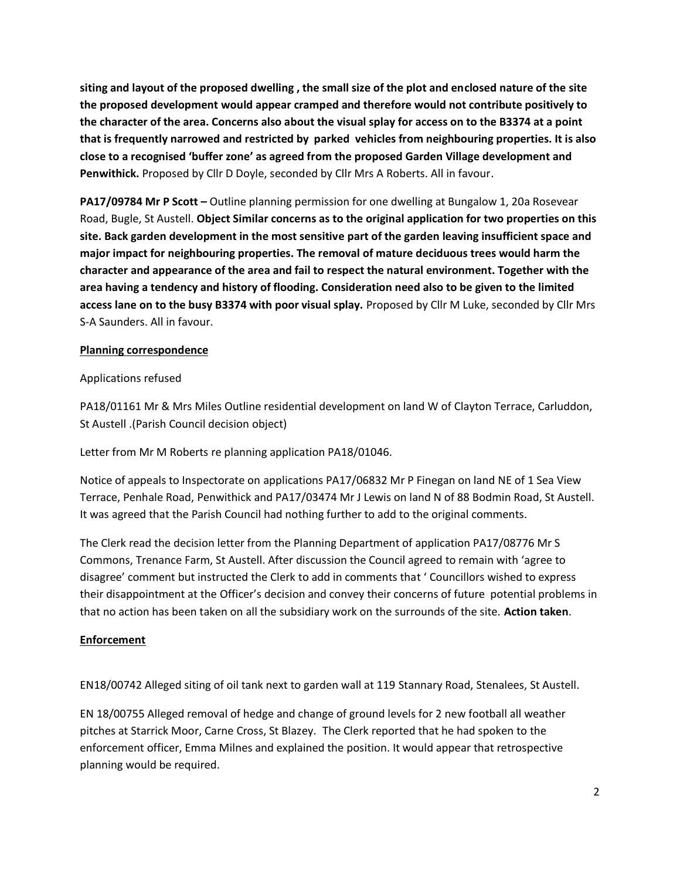**siting and layout of the proposed dwelling , the small size of the plot and enclosed nature of the site the proposed development would appear cramped and therefore would not contribute positively to the character of the area. Concerns also about the visual splay for access on to the B3374 at a point that is frequently narrowed and restricted by parked vehicles from neighbouring properties. It is also close to a recognised 'buffer zone' as agreed from the proposed Garden Village development and Penwithick.** Proposed by Cllr D Doyle, seconded by Cllr Mrs A Roberts. All in favour.

**PA17/09784 Mr P Scott –** Outline planning permission for one dwelling at Bungalow 1, 20a Rosevear Road, Bugle, St Austell. **Object Similar concerns as to the original application for two properties on this site. Back garden development in the most sensitive part of the garden leaving insufficient space and major impact for neighbouring properties. The removal of mature deciduous trees would harm the character and appearance of the area and fail to respect the natural environment. Together with the area having a tendency and history of flooding. Consideration need also to be given to the limited access lane on to the busy B3374 with poor visual splay.** Proposed by Cllr M Luke, seconded by Cllr Mrs S-A Saunders. All in favour.

**Planning correspondence**

Applications refused

PA18/01161 Mr & Mrs Miles Outline residential development on land W of Clayton Terrace, Carluddon, St Austell .(Parish Council decision object)

Letter from Mr M Roberts re planning application PA18/01046.

Notice of appeals to Inspectorate on applications PA17/06832 Mr P Finegan on land NE of 1 Sea View Terrace, Penhale Road, Penwithick and PA17/03474 Mr J Lewis on land N of 88 Bodmin Road, St Austell. It was agreed that the Parish Council had nothing further to add to the original comments.

The Clerk read the decision letter from the Planning Department of application PA17/08776 Mr S Commons, Trenance Farm, St Austell. After discussion the Council agreed to remain with 'agree to disagree' comment but instructed the Clerk to add in comments that ' Councillors wished to express their disappointment at the Officer's decision and convey their concerns of future potential problems in that no action has been taken on all the subsidiary work on the surrounds of the site. **Action taken**.

**Enforcement**

EN18/00742 Alleged siting of oil tank next to garden wall at 119 Stannary Road, Stenalees, St Austell.

EN 18/00755 Alleged removal of hedge and change of ground levels for 2 new football all weather pitches at Starrick Moor, Carne Cross, St Blazey. The Clerk reported that he had spoken to the enforcement officer, Emma Milnes and explained the position. It would appear that retrospective planning would be required.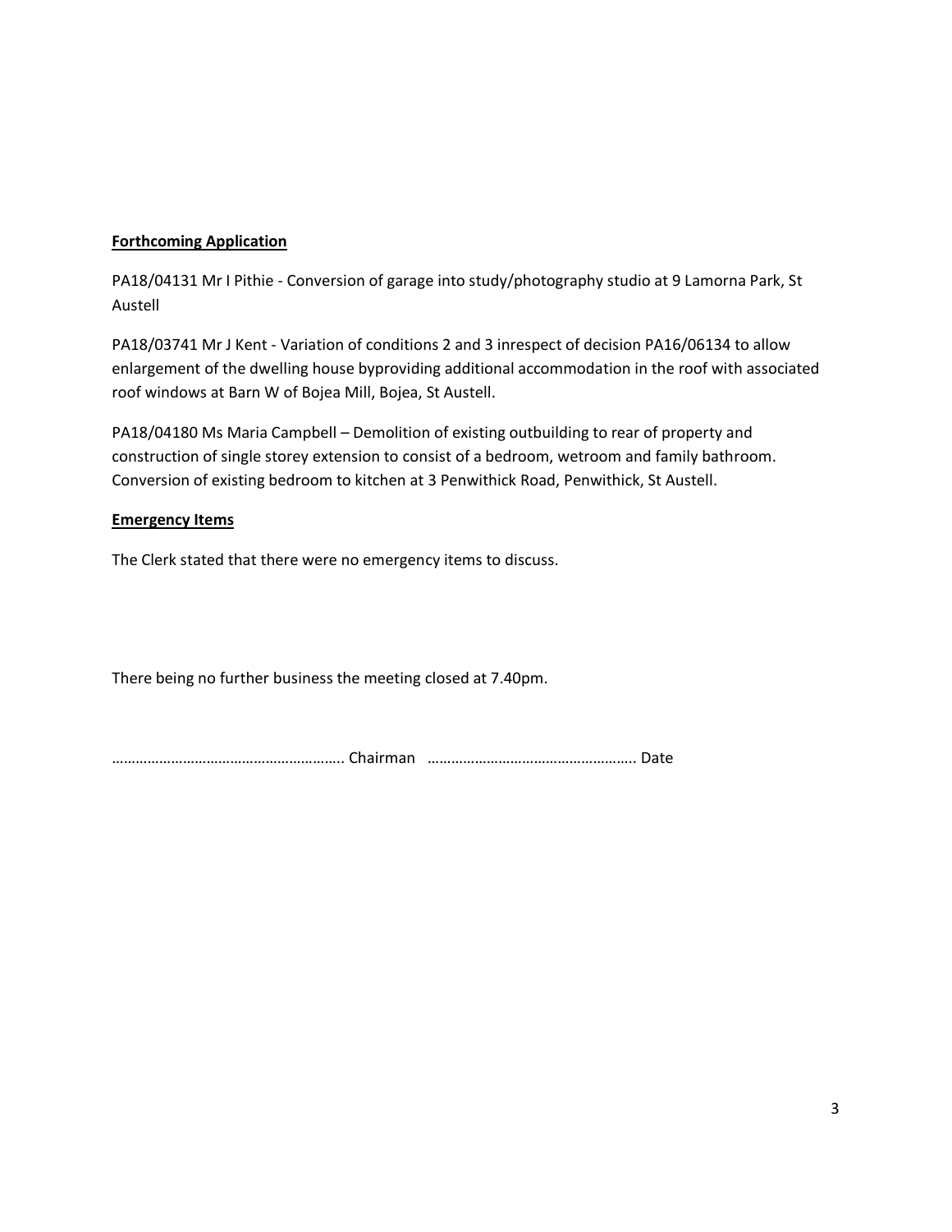**Forthcoming Application**

PA18/04131 Mr I Pithie - Conversion of garage into study/photography studio at 9 Lamorna Park, St Austell

PA18/03741 Mr J Kent - Variation of conditions 2 and 3 inrespect of decision PA16/06134 to allow enlargement of the dwelling house byproviding additional accommodation in the roof with associated roof windows at Barn W of Bojea Mill, Bojea, St Austell.

PA18/04180 Ms Maria Campbell – Demolition of existing outbuilding to rear of property and construction of single storey extension to consist of a bedroom, wetroom and family bathroom. Conversion of existing bedroom to kitchen at 3 Penwithick Road, Penwithick, St Austell.

**Emergency Items**

The Clerk stated that there were no emergency items to discuss.

There being no further business the meeting closed at 7.40pm.

………………………………………………….. Chairman ……………………………………………. Date